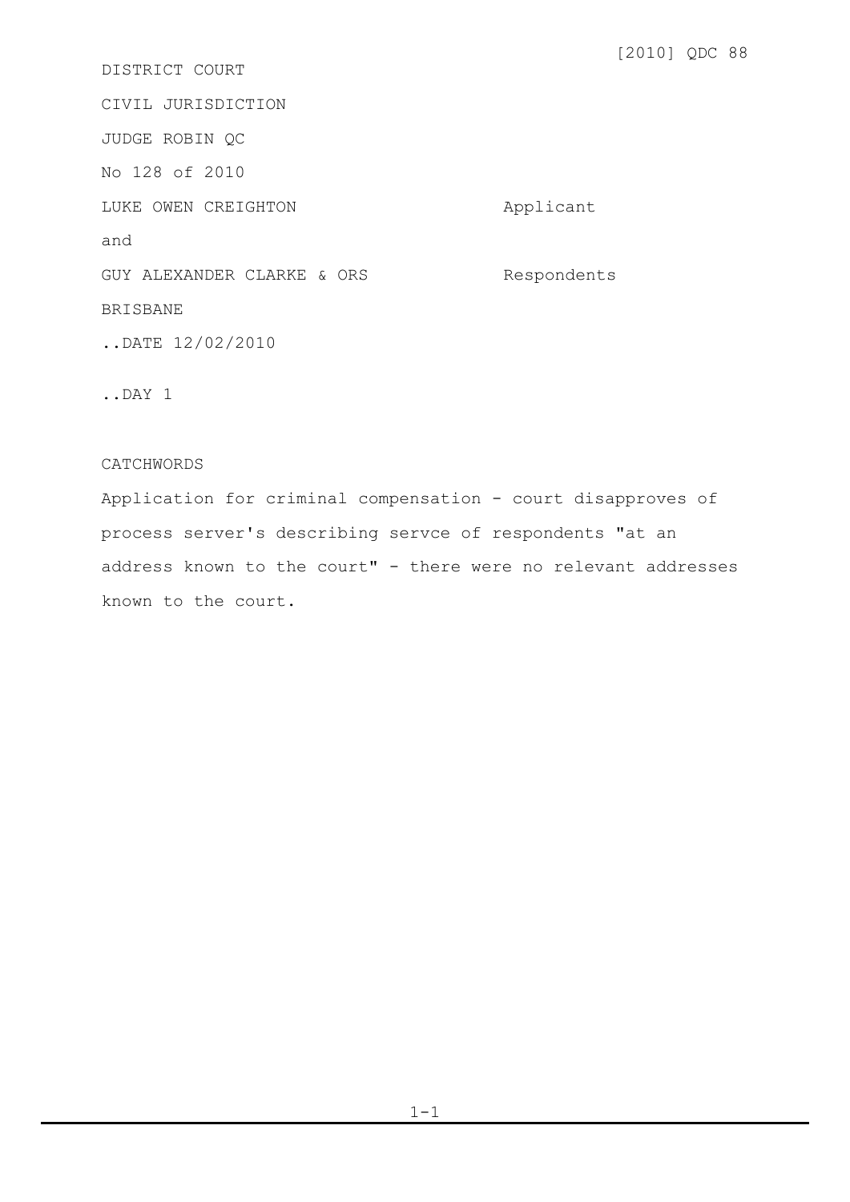[2010] QDC 88

DISTRICT COURT

CIVIL JURISDICTION

JUDGE ROBIN QC

No 128 of 2010

| | |
|---|---|
| LUKE OWEN CREIGHTON | Applicant |
| and | |
| GUY ALEXANDER CLARKE & ORS | Respondents |

BRISBANE

..DATE 12/02/2010

..DAY 1

CATCHWORDS

Application for criminal compensation - court disapproves of process server's describing servce of respondents "at an address known to the court" - there were no relevant addresses known to the court.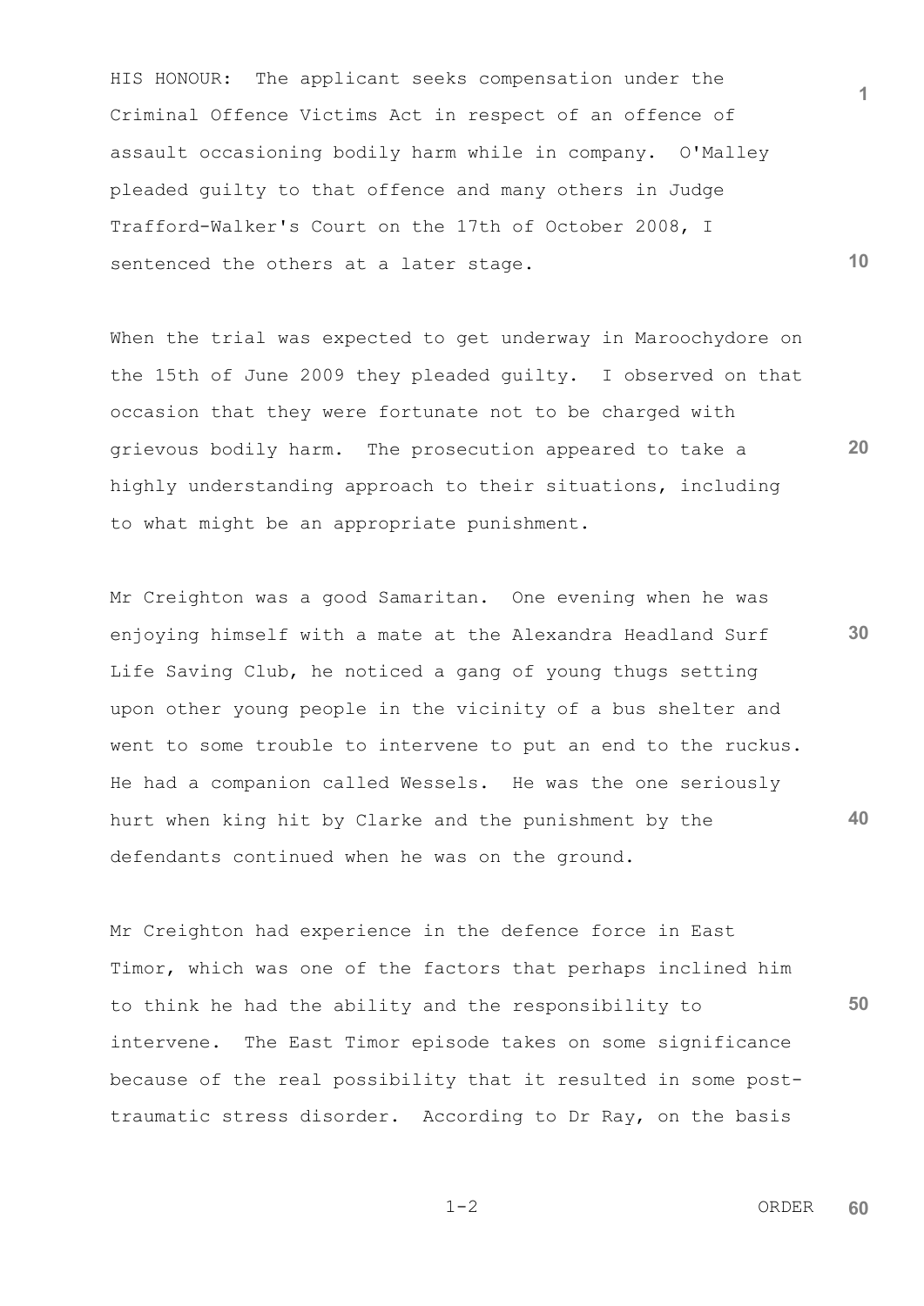HIS HONOUR: The applicant seeks compensation under the Criminal Offence Victims Act in respect of an offence of assault occasioning bodily harm while in company. O'Malley pleaded guilty to that offence and many others in Judge Trafford-Walker's Court on the 17th of October 2008, I sentenced the others at a later stage.

When the trial was expected to get underway in Maroochydore on the 15th of June 2009 they pleaded guilty. I observed on that occasion that they were fortunate not to be charged with grievous bodily harm. The prosecution appeared to take a highly understanding approach to their situations, including to what might be an appropriate punishment.

Mr Creighton was a good Samaritan. One evening when he was enjoying himself with a mate at the Alexandra Headland Surf Life Saving Club, he noticed a gang of young thugs setting upon other young people in the vicinity of a bus shelter and went to some trouble to intervene to put an end to the ruckus. He had a companion called Wessels. He was the one seriously hurt when king hit by Clarke and the punishment by the defendants continued when he was on the ground.

Mr Creighton had experience in the defence force in East Timor, which was one of the factors that perhaps inclined him to think he had the ability and the responsibility to intervene. The East Timor episode takes on some significance because of the real possibility that it resulted in some post-traumatic stress disorder. According to Dr Ray, on the basis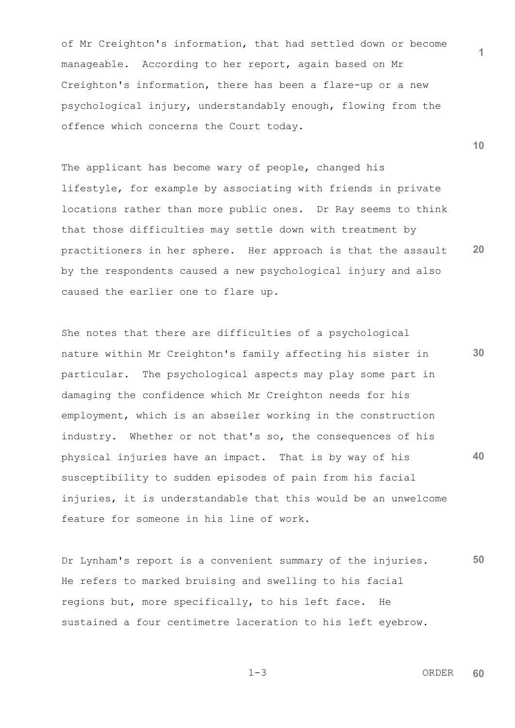of Mr Creighton's information, that had settled down or become manageable. According to her report, again based on Mr Creighton's information, there has been a flare-up or a new psychological injury, understandably enough, flowing from the offence which concerns the Court today.

The applicant has become wary of people, changed his lifestyle, for example by associating with friends in private locations rather than more public ones. Dr Ray seems to think that those difficulties may settle down with treatment by practitioners in her sphere. Her approach is that the assault by the respondents caused a new psychological injury and also caused the earlier one to flare up.

She notes that there are difficulties of a psychological nature within Mr Creighton's family affecting his sister in particular. The psychological aspects may play some part in damaging the confidence which Mr Creighton needs for his employment, which is an abseiler working in the construction industry. Whether or not that's so, the consequences of his physical injuries have an impact. That is by way of his susceptibility to sudden episodes of pain from his facial injuries, it is understandable that this would be an unwelcome feature for someone in his line of work.

Dr Lynham's report is a convenient summary of the injuries. He refers to marked bruising and swelling to his facial regions but, more specifically, to his left face. He sustained a four centimetre laceration to his left eyebrow.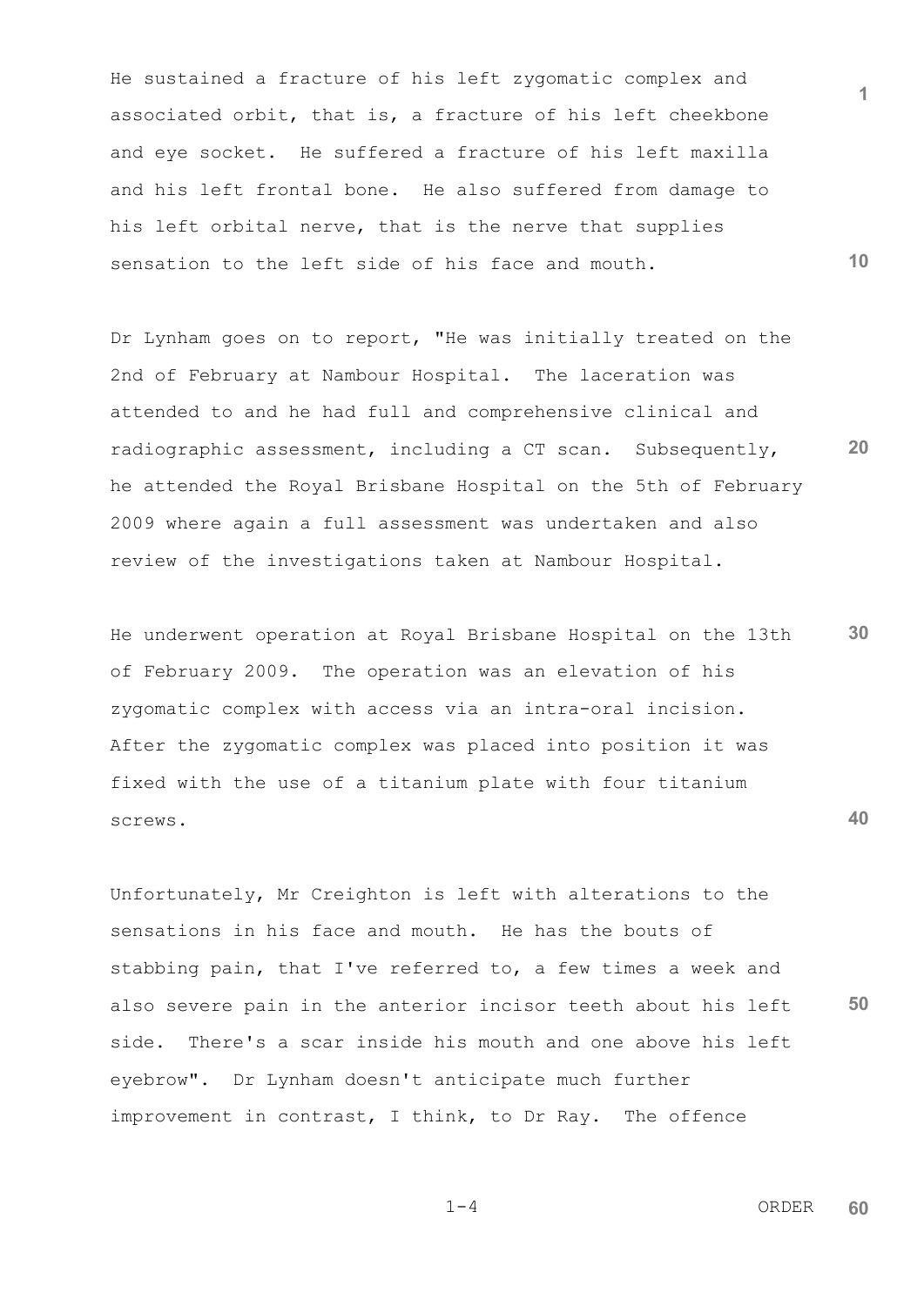He sustained a fracture of his left zygomatic complex and associated orbit, that is, a fracture of his left cheekbone and eye socket. He suffered a fracture of his left maxilla and his left frontal bone. He also suffered from damage to his left orbital nerve, that is the nerve that supplies sensation to the left side of his face and mouth.

Dr Lynham goes on to report, "He was initially treated on the 2nd of February at Nambour Hospital. The laceration was attended to and he had full and comprehensive clinical and radiographic assessment, including a CT scan. Subsequently, he attended the Royal Brisbane Hospital on the 5th of February 2009 where again a full assessment was undertaken and also review of the investigations taken at Nambour Hospital.

He underwent operation at Royal Brisbane Hospital on the 13th of February 2009. The operation was an elevation of his zygomatic complex with access via an intra-oral incision. After the zygomatic complex was placed into position it was fixed with the use of a titanium plate with four titanium screws.

Unfortunately, Mr Creighton is left with alterations to the sensations in his face and mouth. He has the bouts of stabbing pain, that I've referred to, a few times a week and also severe pain in the anterior incisor teeth about his left side. There's a scar inside his mouth and one above his left eyebrow". Dr Lynham doesn't anticipate much further improvement in contrast, I think, to Dr Ray. The offence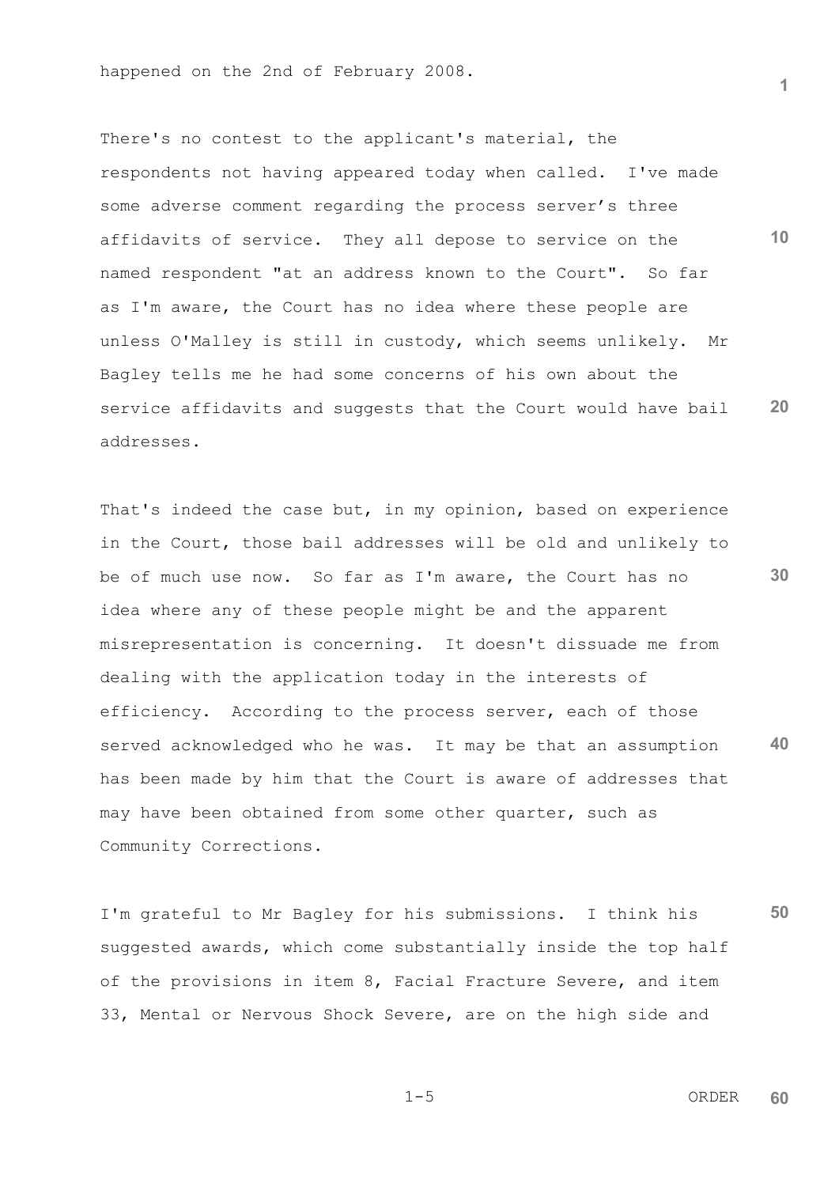happened on the 2nd of February 2008.

There's no contest to the applicant's material, the respondents not having appeared today when called. I've made some adverse comment regarding the process server's three affidavits of service. They all depose to service on the named respondent "at an address known to the Court". So far as I'm aware, the Court has no idea where these people are unless O'Malley is still in custody, which seems unlikely. Mr Bagley tells me he had some concerns of his own about the service affidavits and suggests that the Court would have bail addresses.

That's indeed the case but, in my opinion, based on experience in the Court, those bail addresses will be old and unlikely to be of much use now. So far as I'm aware, the Court has no idea where any of these people might be and the apparent misrepresentation is concerning. It doesn't dissuade me from dealing with the application today in the interests of efficiency. According to the process server, each of those served acknowledged who he was. It may be that an assumption has been made by him that the Court is aware of addresses that may have been obtained from some other quarter, such as Community Corrections.

I'm grateful to Mr Bagley for his submissions. I think his suggested awards, which come substantially inside the top half of the provisions in item 8, Facial Fracture Severe, and item 33, Mental or Nervous Shock Severe, are on the high side and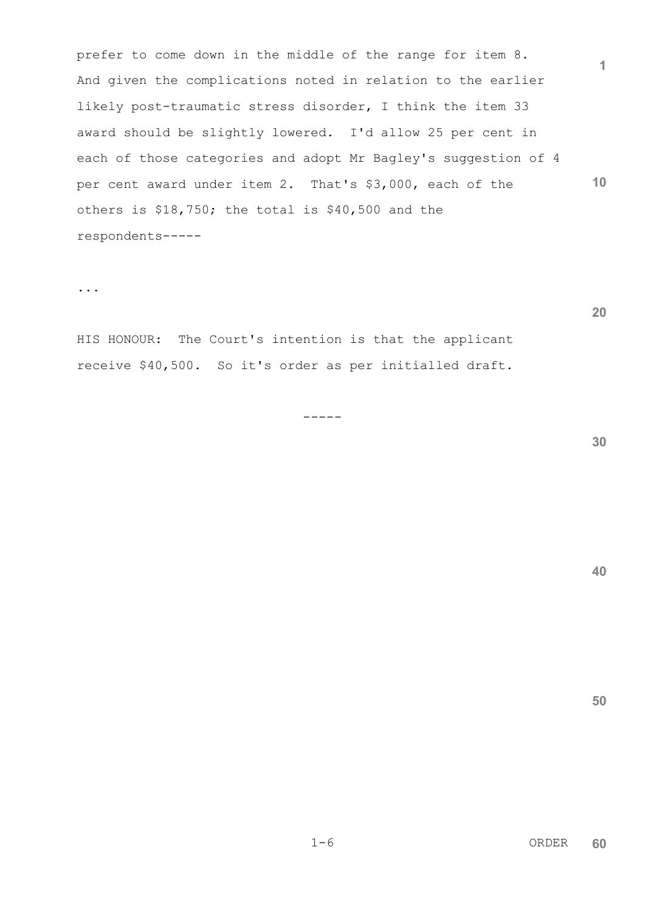prefer to come down in the middle of the range for item 8. And given the complications noted in relation to the earlier likely post-traumatic stress disorder, I think the item 33 award should be slightly lowered. I'd allow 25 per cent in each of those categories and adopt Mr Bagley's suggestion of 4 per cent award under item 2. That's $3,000, each of the others is $18,750; the total is $40,500 and the respondents-----

...

HIS HONOUR: The Court's intention is that the applicant receive $40,500. So it's order as per initialled draft.

-----